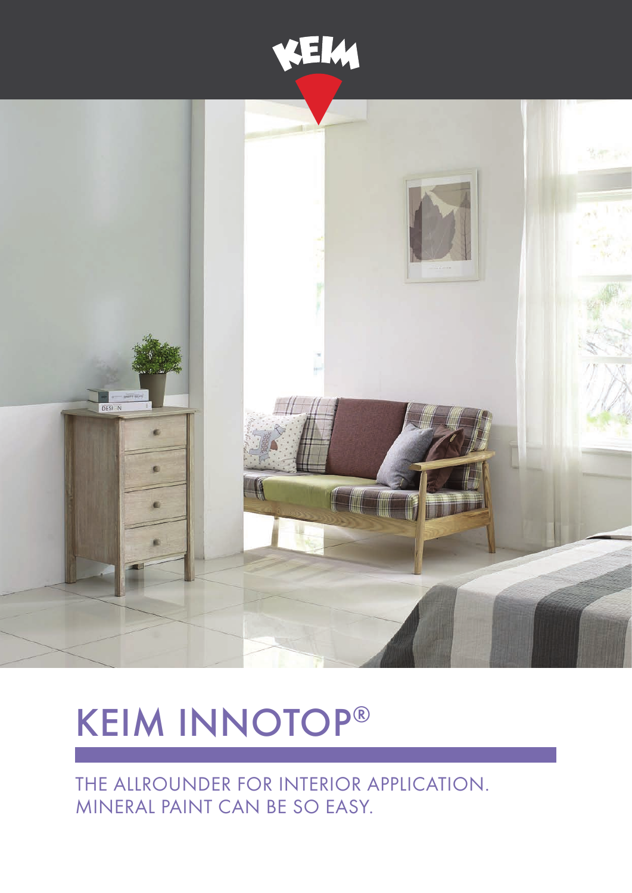# KEIM INNOTOP®

THE ALLROUNDER FOR INTERIOR APPLICATION.
MINERAL PAINT CAN BE SO EASY.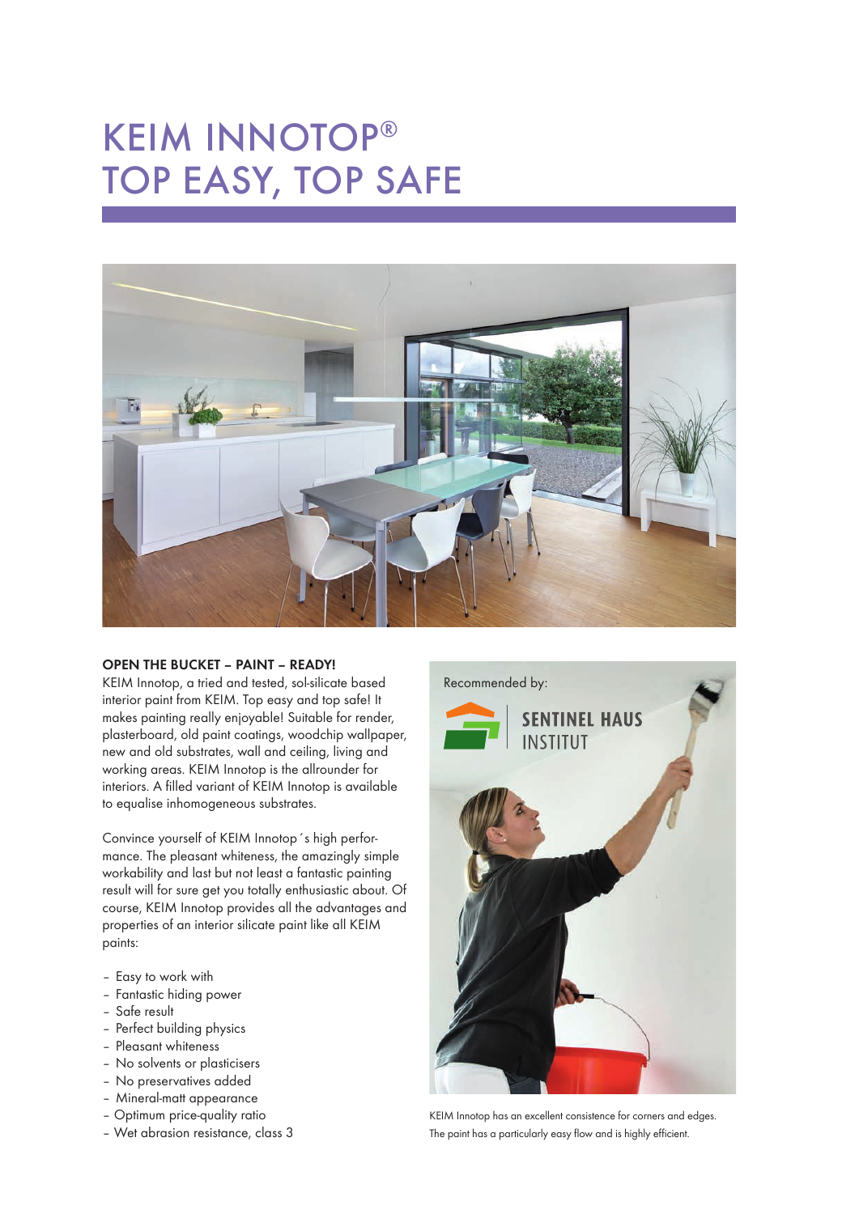# KEIM INNOTOP®
# TOP EASY, TOP SAFE

**OPEN THE BUCKET – PAINT – READY!**

KEIM Innotop, a tried and tested, sol-silicate based interior paint from KEIM. Top easy and top safe! It makes painting really enjoyable! Suitable for render, plasterboard, old paint coatings, woodchip wallpaper, new and old substrates, wall and ceiling, living and working areas. KEIM Innotop is the allrounder for interiors. A filled variant of KEIM Innotop is available to equalise inhomogeneous substrates.

Convince yourself of KEIM Innotop´s high performance. The pleasant whiteness, the amazingly simple workability and last but not least a fantastic painting result will for sure get you totally enthusiastic about. Of course, KEIM Innotop provides all the advantages and properties of an interior silicate paint like all KEIM paints:

- Easy to work with
- Fantastic hiding power
- Safe result
- Perfect building physics
- Pleasant whiteness
- No solvents or plasticisers
- No preservatives added
- Mineral-matt appearance
- Optimum price-quality ratio
- Wet abrasion resistance, class 3

Recommended by:

SENTINEL HAUS INSTITUT

KEIM Innotop has an excellent consistence for corners and edges. The paint has a particularly easy flow and is highly efficient.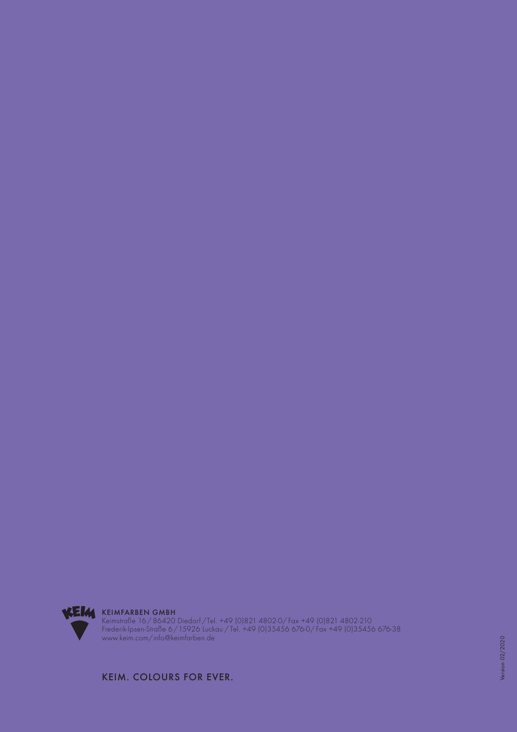KEIMFARBEN GMBH
Keimstraße 16 / 86420 Diedorf / Tel. +49 (0)821 4802-0 / Fax +49 (0)821 4802-210
Frederik-Ipsen-Straße 6 / 15926 Luckau / Tel. +49 (0)35456 676-0 / Fax +49 (0)35456 676-38
www.keim.com / info@keimfarben.de

KEIM. COLOURS FOR EVER.

Version 02/2020